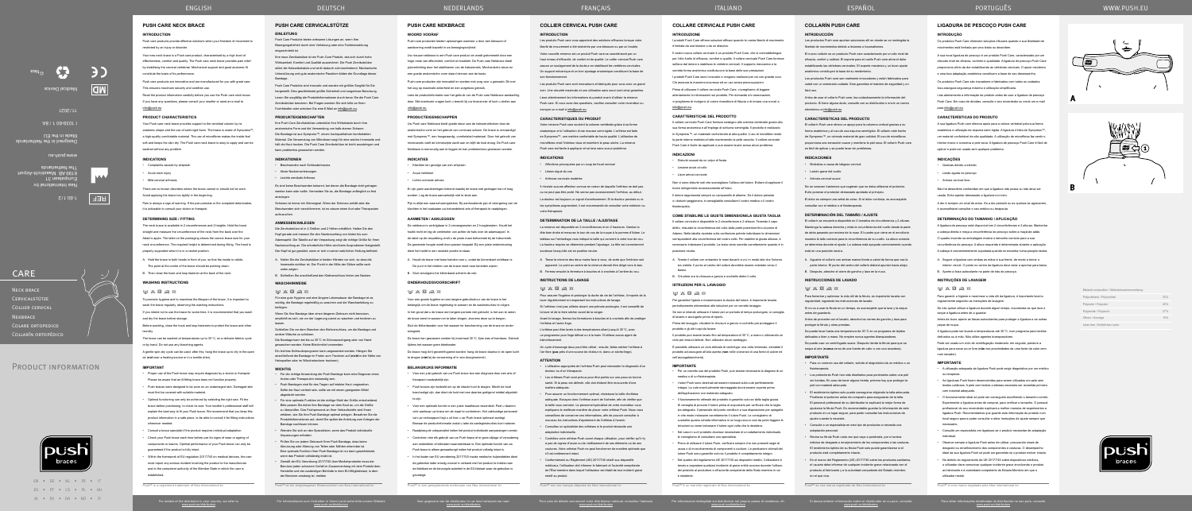# CARE

Neck brace
Cervicalstütze
Collier cervical
Nekbrace
Collare ortopedico
Collarín ortopédico

Product information

Nea International bv
Europalaan 31
6199 AB Maastricht-Airport
The Netherlands
Made in the EU

www.push.eu

1.60.1.2

11/2021

## ENGLISH

### PUSH CARE NECK BRACE

#### INTRODUCTION

#### PRODUCT CHARACTERISTICS

#### INDICATIONS

- Complaints caused by whiplash
- Acute neck injury
- Mild cervical arthrosis

#### DETERMINING SIZE / FITTING

#### WASHING INSTRUCTIONS

#### IMPORTANT

Push® is a registered trademark of Nea International bv

## DEUTSCH

### PUSH CARE CERVICALSTÜTZE

#### EINLEITUNG

#### PRODUKTEIGENSCHAFTEN

#### INDIKATIONEN

- Beschwerden nach Schleudertrauma
- Akute Nackenverletzungen
- Leichte zervikale Arthrose

#### ANMESSEN/ANLEGEN

#### WASCHHINWEISE

#### WICHTIG

## NEDERLANDS

### PUSH CARE NEKBRACE

#### WOORD VOORAF

#### PRODUCTEIGENSCHAPPEN

#### INDICATIES

- Klachten ten gevolge van een whiplash
- Acuut nekletsel
- Lichte cervicale artrose

#### AANMETEN / AANLEGGEN

#### ONDERHOUDSVOORSCHRIFT

#### BELANGRIJKE INFORMATIE

## FRANÇAIS

### COLLIER CERVICAL PUSH CARE

#### INTRODUCTION

#### CARACTÉRISTIQUES DU PRODUIT

#### INDICATIONS

- Affections provoquées par un coup du lapin cervical
- Lésion aiguë du cou
- Arthrose cervicale modérée

#### DÉTERMINATION DE LA TAILLE / AJUSTAGE

#### INSTRUCTIONS DE LAVAGE

#### ATTENTION

## ITALIANO

### COLLARE CERVICALE PUSH CARE

#### INTRODUZIONE

#### CARATTERISTICHE DEL PRODOTTO

#### INDICAZIONI

- Disturbi causati da un colpo di frusta
- Lesione acuta al collo
- Lieve artrosi cervicale

#### COME STABILIRE LE GIUSTE DIMENSIONI/LA GIUSTA TAGLIA

#### ISTRUZIONI PER IL LAVAGGIO

#### IMPORTANTE

## ESPAÑOL

### COLLARÍN PUSH CARE

#### INTRODUCCIÓN

#### CARACTERÍSTICAS DEL PRODUCTO

#### INDICACIONES

- Molestias a causa del latigazo cervical
- Lesión aguda del cuello
- Artrosis cervical leve

#### DETERMINACIÓN DEL TAMAÑO / AJUSTE

#### INSTRUCCIONES DE LAVADO

#### IMPORTANTE

## PORTUGUÊS

### LIGADURA DE PESCOÇO PUSH CARE

#### INTRODUÇÃO

#### CARACTERÍSTICAS DO PRODUTO

#### INDICAÇÕES

- Queixas devido ao whiplash
- Lesão aguda no pescoço
- Artrose cervical leve

#### DETERMINAÇÃO DO TAMANHO / APLICAÇÃO

#### INSTRUÇÕES DE LAVAGEM

#### IMPORTANTE

www.push.eu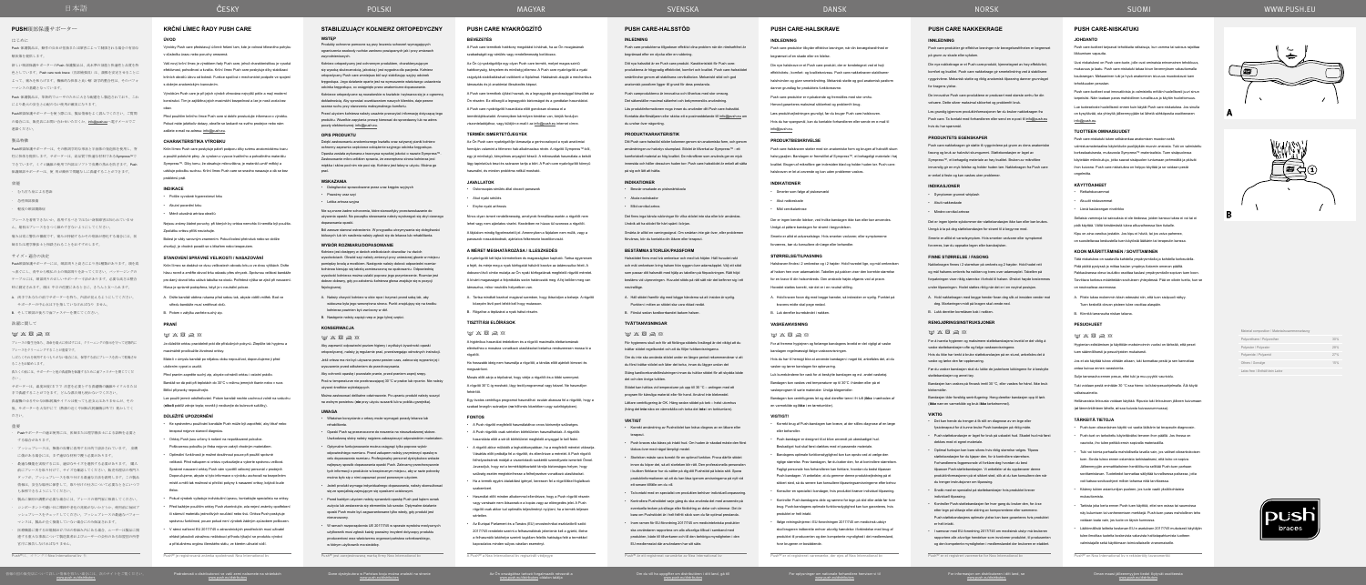# PUSH頸部保護サポーター

# KRČNÍ LÍMEC ŘADY PUSH CARE

# STABILIZUJĄCY KOŁNIERZ ORTOPEDYCZNY

# PUSH CARE NYAKRÖGZÍTŐ

# PUSH CARE-HALSSTÖD

# PUSH CARE-HALSKRAVE

# PUSH CARE NAKKEKRAGE

# PUSH CARE-NISKATUKI

www.push.eu